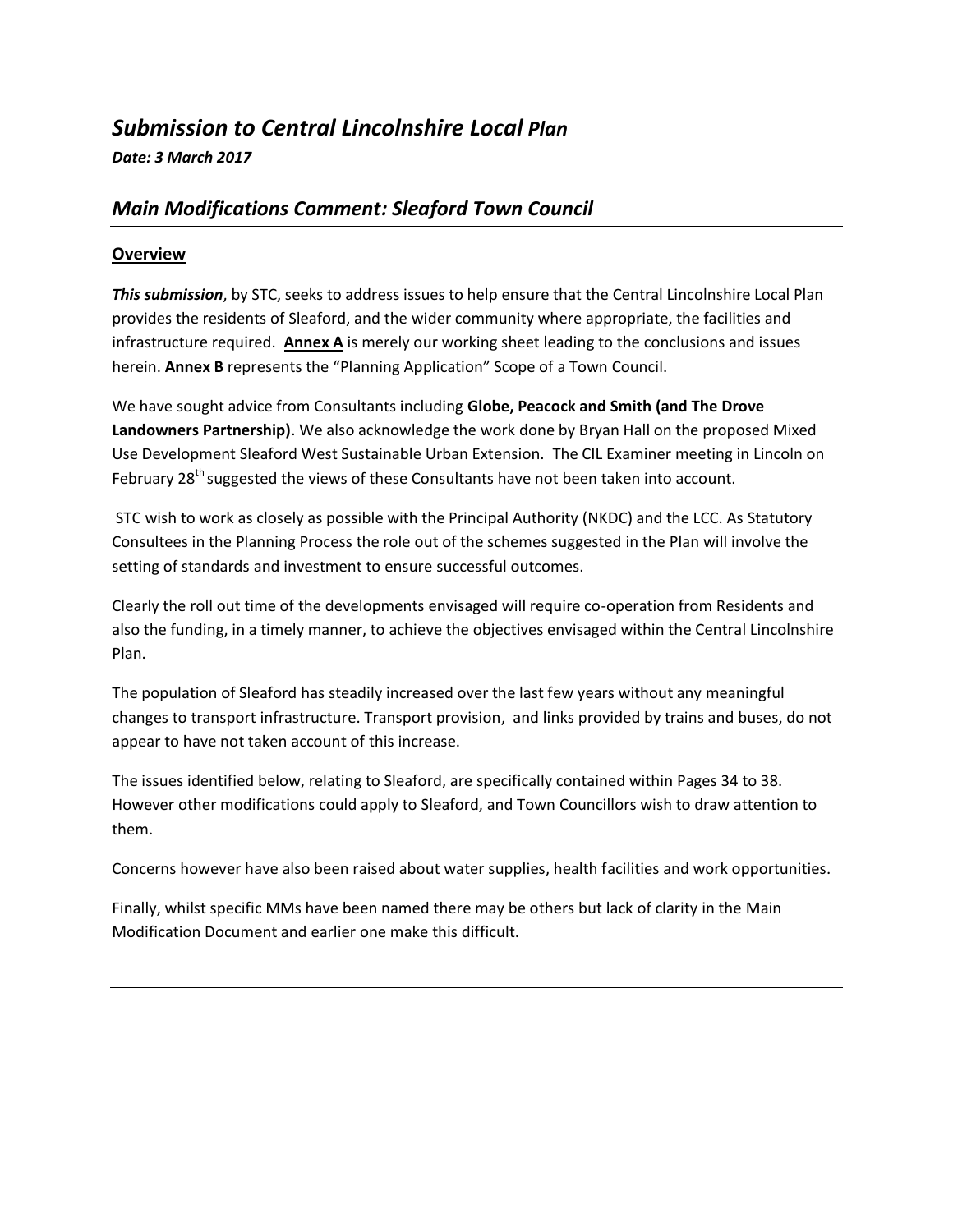# *Submission to Central Lincolnshire Local Plan*

***Date: 3 March 2017***

## *Main Modifications Comment: Sleaford Town Council*

### Overview

***This submission***, by STC, seeks to address issues to help ensure that the Central Lincolnshire Local Plan provides the residents of Sleaford, and the wider community where appropriate, the facilities and infrastructure required. **Annex A** is merely our working sheet leading to the conclusions and issues herein. **Annex B** represents the "Planning Application" Scope of a Town Council.

We have sought advice from Consultants including **Globe, Peacock and Smith (and The Drove Landowners Partnership)**. We also acknowledge the work done by Bryan Hall on the proposed Mixed Use Development Sleaford West Sustainable Urban Extension. The CIL Examiner meeting in Lincoln on February 28th suggested the views of these Consultants have not been taken into account.

STC wish to work as closely as possible with the Principal Authority (NKDC) and the LCC. As Statutory Consultees in the Planning Process the role out of the schemes suggested in the Plan will involve the setting of standards and investment to ensure successful outcomes.

Clearly the roll out time of the developments envisaged will require co-operation from Residents and also the funding, in a timely manner, to achieve the objectives envisaged within the Central Lincolnshire Plan.

The population of Sleaford has steadily increased over the last few years without any meaningful changes to transport infrastructure. Transport provision, and links provided by trains and buses, do not appear to have not taken account of this increase.

The issues identified below, relating to Sleaford, are specifically contained within Pages 34 to 38. However other modifications could apply to Sleaford, and Town Councillors wish to draw attention to them.

Concerns however have also been raised about water supplies, health facilities and work opportunities.

Finally, whilst specific MMs have been named there may be others but lack of clarity in the Main Modification Document and earlier one make this difficult.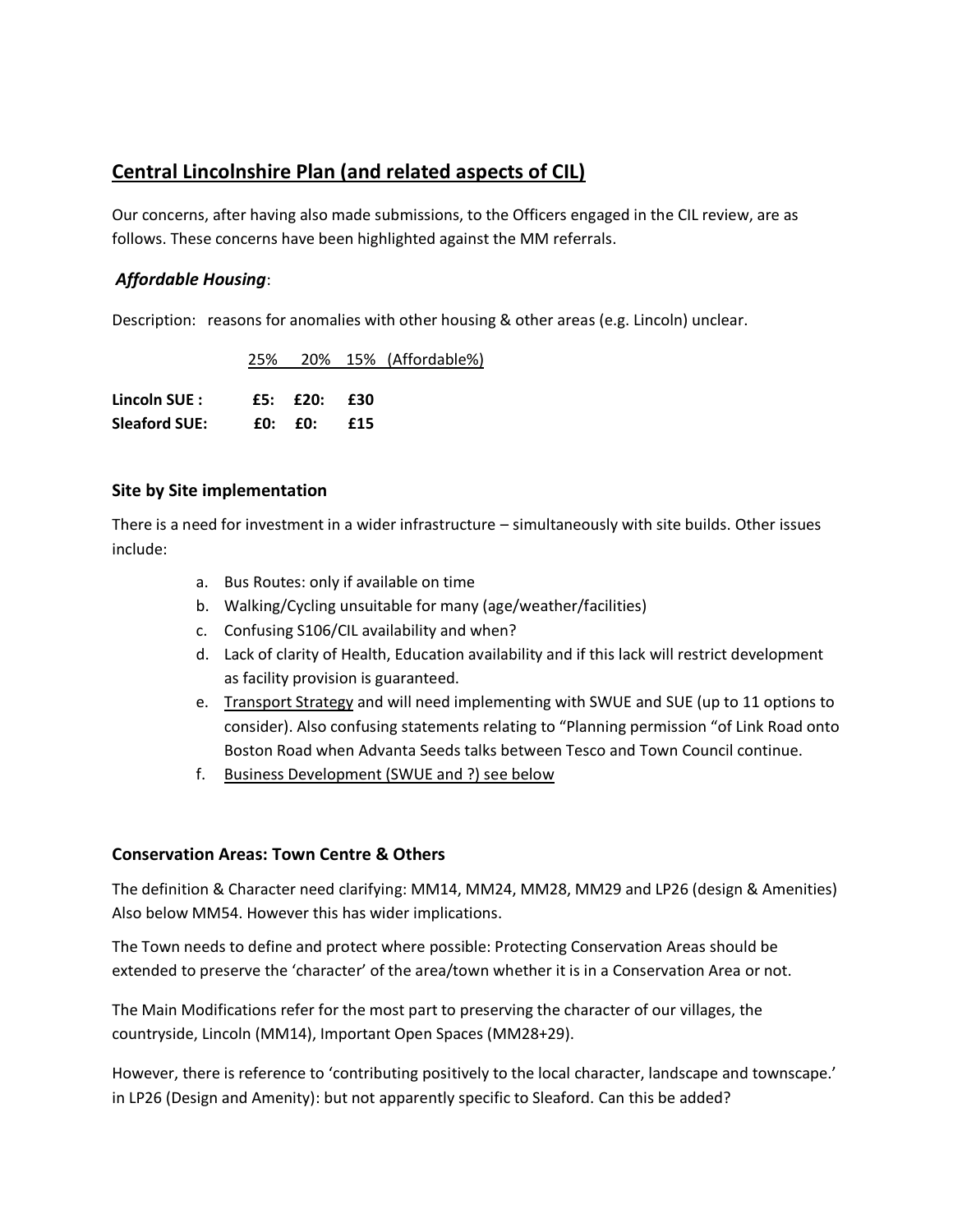## Central Lincolnshire Plan (and related aspects of CIL)

Our concerns, after having also made submissions, to the Officers engaged in the CIL review, are as follows. These concerns have been highlighted against the MM referrals.

### *Affordable Housing*:

Description: reasons for anomalies with other housing & other areas (e.g. Lincoln) unclear.

| | 25% | 20% | 15% (Affordable%) |
|---|---|---|---|
| **Lincoln SUE :** | **£5:** | **£20:** | **£30** |
| **Sleaford SUE:** | **£0:** | **£0:** | **£15** |

### Site by Site implementation

There is a need for investment in a wider infrastructure – simultaneously with site builds. Other issues include:

a. Bus Routes: only if available on time
b. Walking/Cycling unsuitable for many (age/weather/facilities)
c. Confusing S106/CIL availability and when?
d. Lack of clarity of Health, Education availability and if this lack will restrict development as facility provision is guaranteed.
e. Transport Strategy and will need implementing with SWUE and SUE (up to 11 options to consider). Also confusing statements relating to "Planning permission "of Link Road onto Boston Road when Advanta Seeds talks between Tesco and Town Council continue.
f. Business Development (SWUE and ?) see below

### Conservation Areas: Town Centre & Others

The definition & Character need clarifying: MM14, MM24, MM28, MM29 and LP26 (design & Amenities) Also below MM54. However this has wider implications.

The Town needs to define and protect where possible: Protecting Conservation Areas should be extended to preserve the 'character' of the area/town whether it is in a Conservation Area or not.

The Main Modifications refer for the most part to preserving the character of our villages, the countryside, Lincoln (MM14), Important Open Spaces (MM28+29).

However, there is reference to 'contributing positively to the local character, landscape and townscape.' in LP26 (Design and Amenity): but not apparently specific to Sleaford. Can this be added?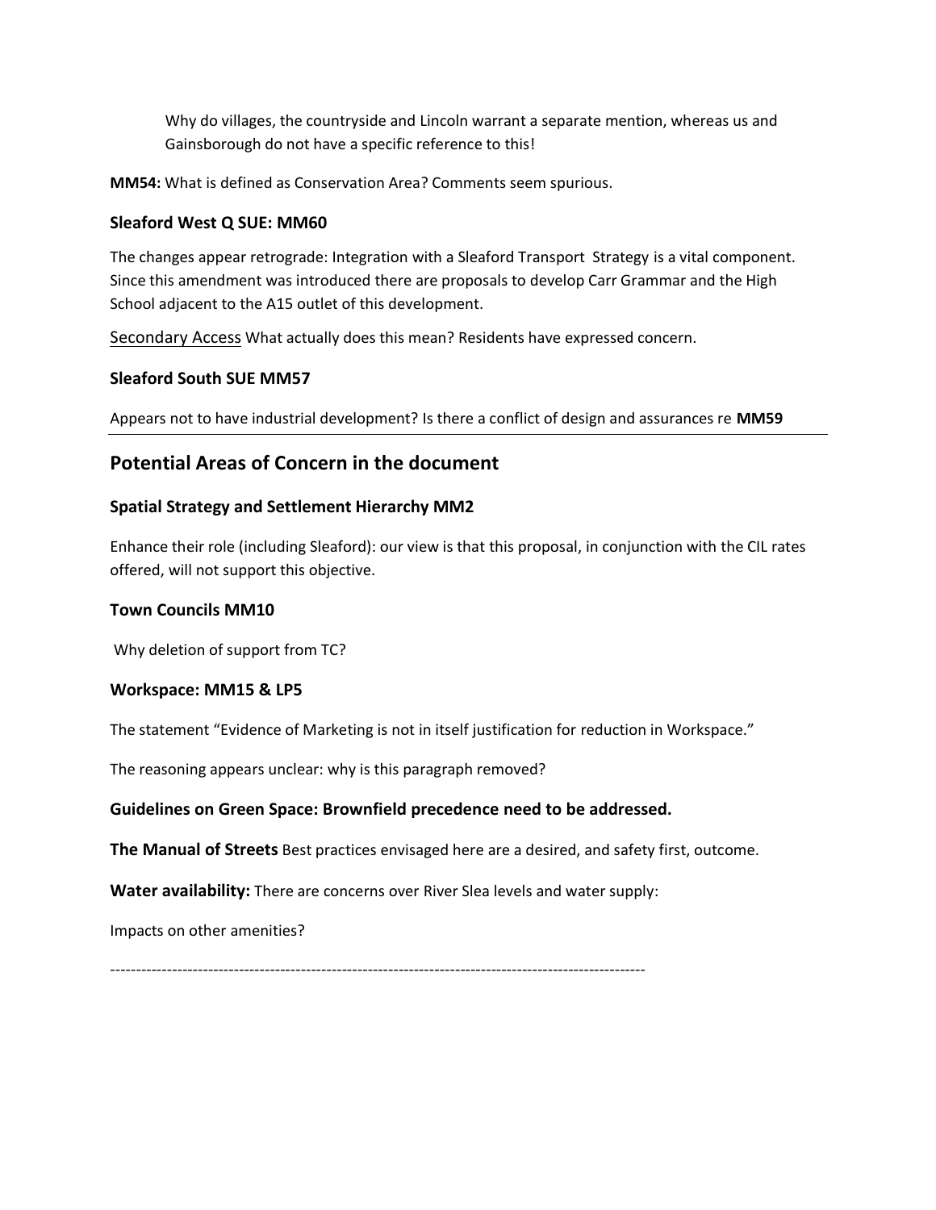Why do villages, the countryside and Lincoln warrant a separate mention, whereas us and Gainsborough do not have a specific reference to this!

**MM54:** What is defined as Conservation Area? Comments seem spurious.

### Sleaford West Q SUE: MM60

The changes appear retrograde: Integration with a Sleaford Transport Strategy is a vital component. Since this amendment was introduced there are proposals to develop Carr Grammar and the High School adjacent to the A15 outlet of this development.

Secondary Access What actually does this mean? Residents have expressed concern.

### Sleaford South SUE MM57

Appears not to have industrial development? Is there a conflict of design and assurances re **MM59**

---

## Potential Areas of Concern in the document

### Spatial Strategy and Settlement Hierarchy MM2

Enhance their role (including Sleaford): our view is that this proposal, in conjunction with the CIL rates offered, will not support this objective.

### Town Councils MM10

Why deletion of support from TC?

### Workspace: MM15 & LP5

The statement "Evidence of Marketing is not in itself justification for reduction in Workspace."

The reasoning appears unclear: why is this paragraph removed?

**Guidelines on Green Space: Brownfield precedence need to be addressed.**

**The Manual of Streets** Best practices envisaged here are a desired, and safety first, outcome.

**Water availability:** There are concerns over River Slea levels and water supply:

Impacts on other amenities?

---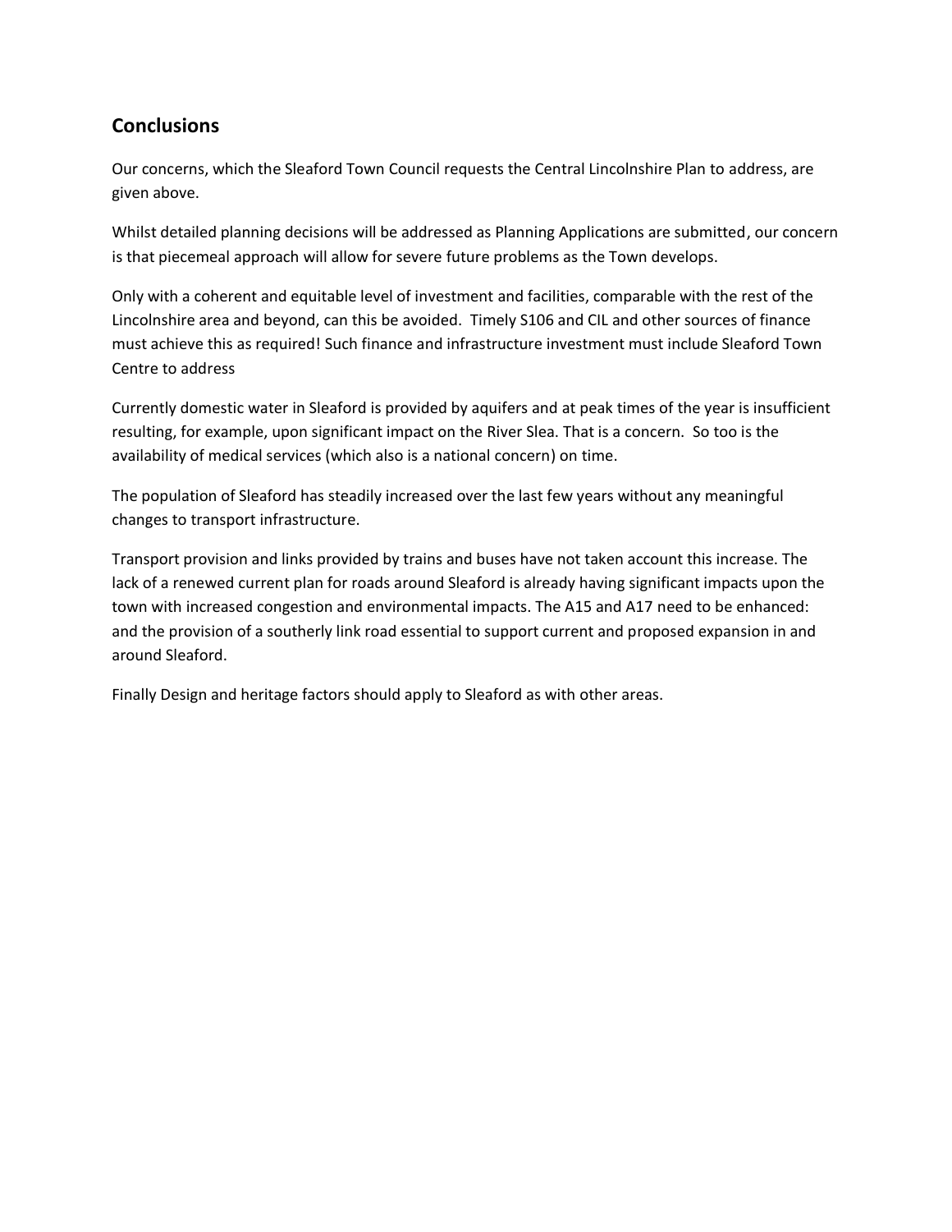## Conclusions

Our concerns, which the Sleaford Town Council requests the Central Lincolnshire Plan to address, are given above.

Whilst detailed planning decisions will be addressed as Planning Applications are submitted, our concern is that piecemeal approach will allow for severe future problems as the Town develops.

Only with a coherent and equitable level of investment and facilities, comparable with the rest of the Lincolnshire area and beyond, can this be avoided. Timely S106 and CIL and other sources of finance must achieve this as required! Such finance and infrastructure investment must include Sleaford Town Centre to address

Currently domestic water in Sleaford is provided by aquifers and at peak times of the year is insufficient resulting, for example, upon significant impact on the River Slea. That is a concern. So too is the availability of medical services (which also is a national concern) on time.

The population of Sleaford has steadily increased over the last few years without any meaningful changes to transport infrastructure.

Transport provision and links provided by trains and buses have not taken account this increase. The lack of a renewed current plan for roads around Sleaford is already having significant impacts upon the town with increased congestion and environmental impacts. The A15 and A17 need to be enhanced: and the provision of a southerly link road essential to support current and proposed expansion in and around Sleaford.

Finally Design and heritage factors should apply to Sleaford as with other areas.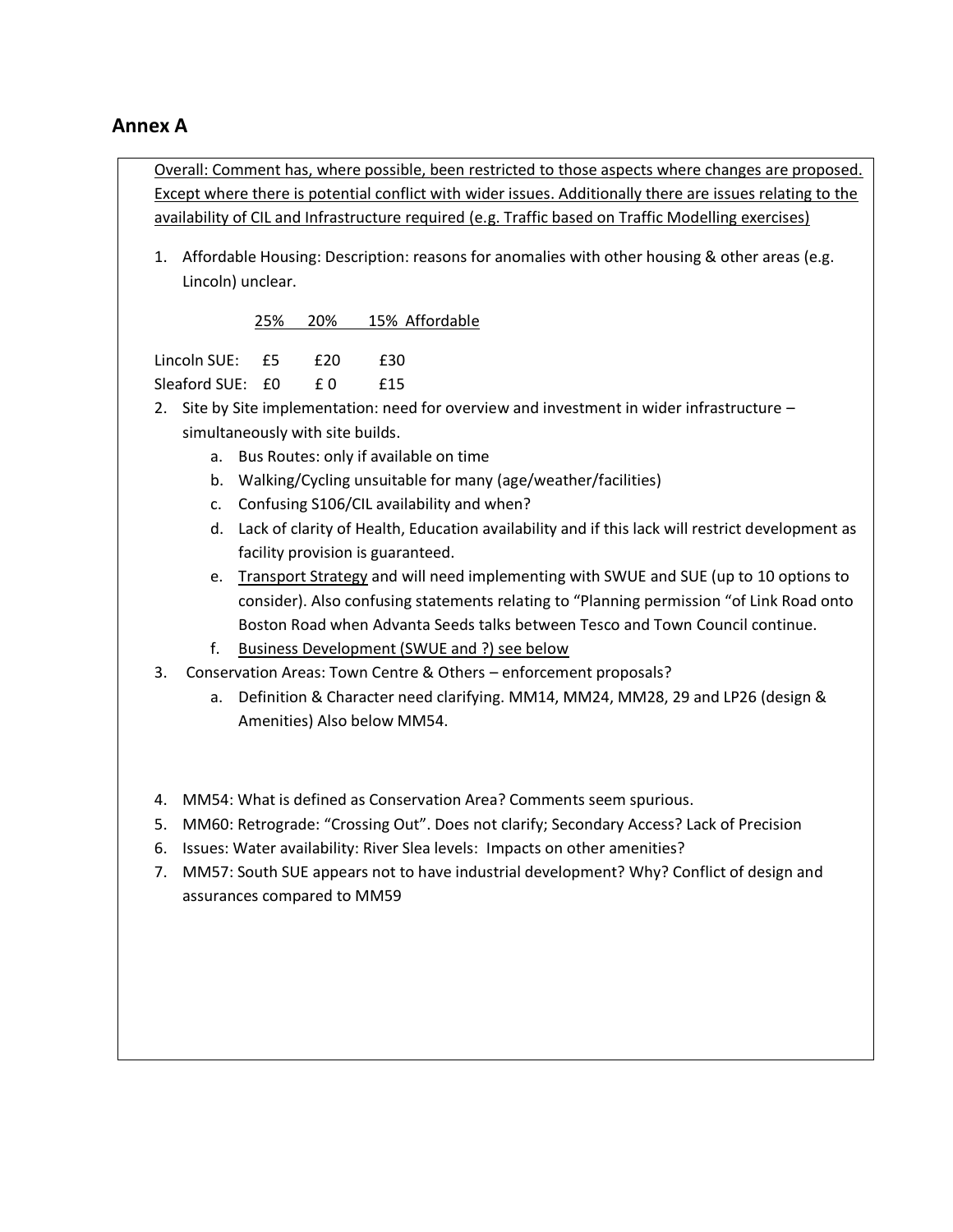## Annex A

<u>Overall: Comment has, where possible, been restricted to those aspects where changes are proposed. Except where there is potential conflict with wider issues. Additionally there are issues relating to the availability of CIL and Infrastructure required (e.g. Traffic based on Traffic Modelling exercises)</u>

1. Affordable Housing: Description: reasons for anomalies with other housing & other areas (e.g. Lincoln) unclear.

| | 25% | 20% | 15% Affordable |
|---|---|---|---|
| Lincoln SUE: | £5 | £20 | £30 |
| Sleaford SUE: | £0 | £ 0 | £15 |

2. Site by Site implementation: need for overview and investment in wider infrastructure – simultaneously with site builds.
    a. Bus Routes: only if available on time
    b. Walking/Cycling unsuitable for many (age/weather/facilities)
    c. Confusing S106/CIL availability and when?
    d. Lack of clarity of Health, Education availability and if this lack will restrict development as facility provision is guaranteed.
    e. <u>Transport Strategy</u> and will need implementing with SWUE and SUE (up to 10 options to consider). Also confusing statements relating to "Planning permission "of Link Road onto Boston Road when Advanta Seeds talks between Tesco and Town Council continue.
    f. <u>Business Development (SWUE and ?) see below</u>
3. Conservation Areas: Town Centre & Others – enforcement proposals?
    a. Definition & Character need clarifying. MM14, MM24, MM28, 29 and LP26 (design & Amenities) Also below MM54.
4. MM54: What is defined as Conservation Area? Comments seem spurious.
5. MM60: Retrograde: "Crossing Out". Does not clarify; Secondary Access? Lack of Precision
6. Issues: Water availability: River Slea levels: Impacts on other amenities?
7. MM57: South SUE appears not to have industrial development? Why? Conflict of design and assurances compared to MM59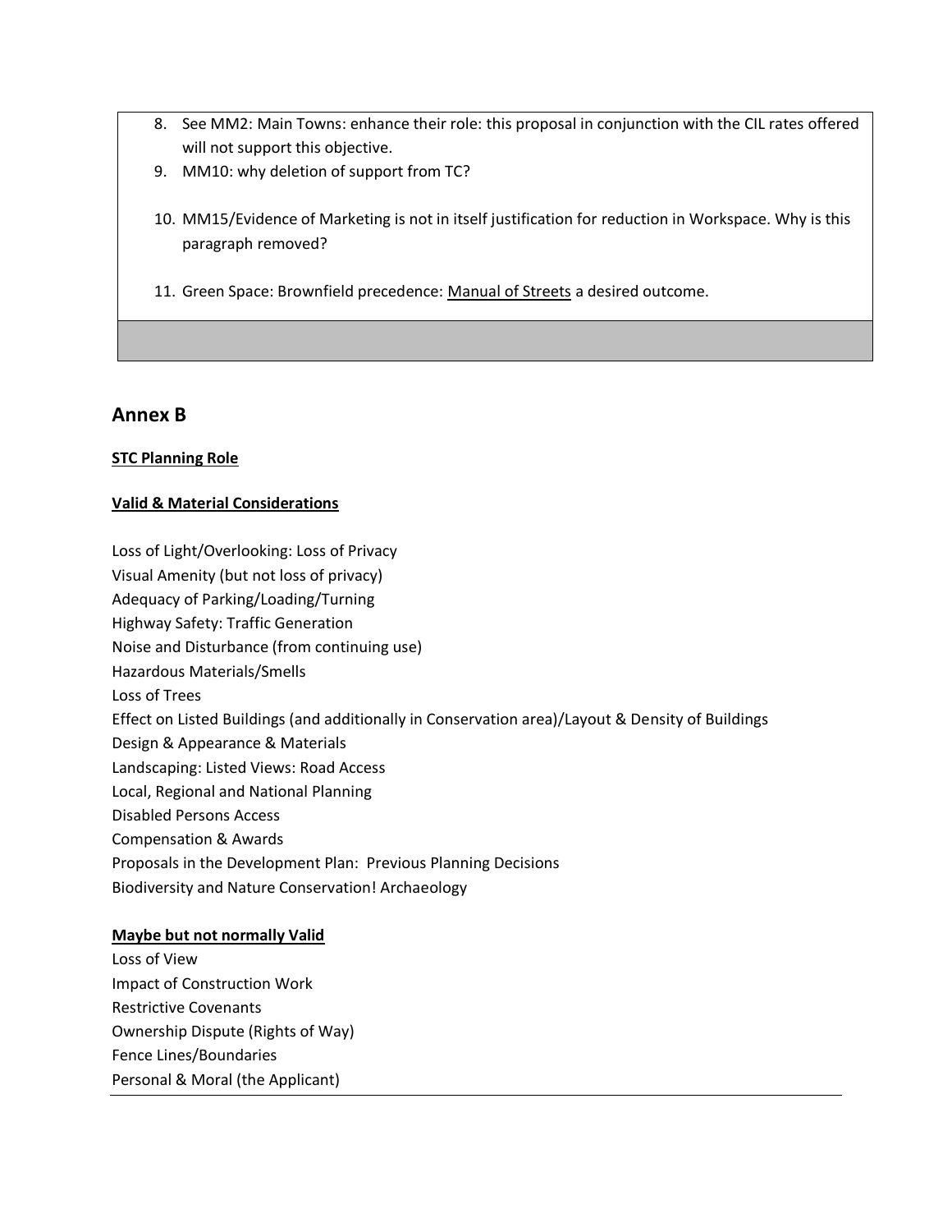8. See MM2: Main Towns: enhance their role: this proposal in conjunction with the CIL rates offered will not support this objective.
9. MM10: why deletion of support from TC?
10. MM15/Evidence of Marketing is not in itself justification for reduction in Workspace. Why is this paragraph removed?
11. Green Space: Brownfield precedence: Manual of Streets a desired outcome.

## Annex B

**STC Planning Role**

**Valid & Material Considerations**

Loss of Light/Overlooking: Loss of Privacy
Visual Amenity (but not loss of privacy)
Adequacy of Parking/Loading/Turning
Highway Safety: Traffic Generation
Noise and Disturbance (from continuing use)
Hazardous Materials/Smells
Loss of Trees
Effect on Listed Buildings (and additionally in Conservation area)/Layout & Density of Buildings
Design & Appearance & Materials
Landscaping: Listed Views: Road Access
Local, Regional and National Planning
Disabled Persons Access
Compensation & Awards
Proposals in the Development Plan: Previous Planning Decisions
Biodiversity and Nature Conservation! Archaeology

**Maybe but not normally Valid**

Loss of View
Impact of Construction Work
Restrictive Covenants
Ownership Dispute (Rights of Way)
Fence Lines/Boundaries
Personal & Moral (the Applicant)